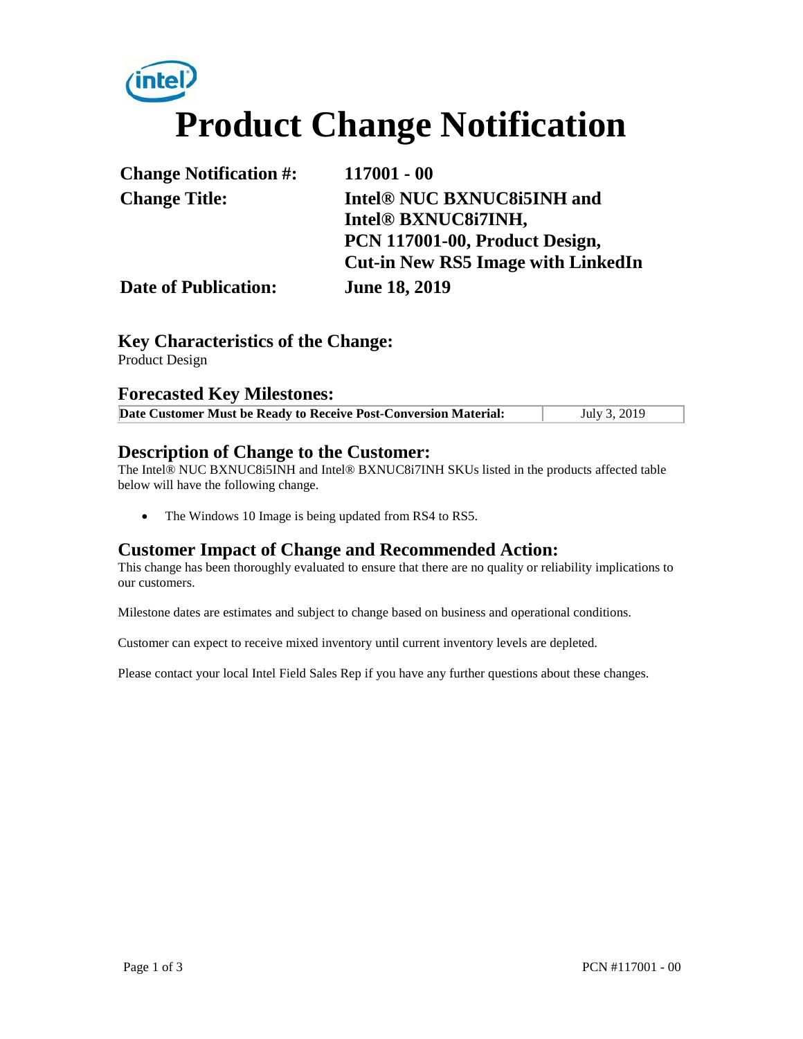# Product Change Notification

| | |
|---|---|
| **Change Notification #:** | **117001 - 00** |
| **Change Title:** | **Intel® NUC BXNUC8i5INH and Intel® BXNUC8i7INH, PCN 117001-00, Product Design, Cut-in New RS5 Image with LinkedIn** |
| **Date of Publication:** | **June 18, 2019** |

## Key Characteristics of the Change:

Product Design

## Forecasted Key Milestones:

| **Date Customer Must be Ready to Receive Post-Conversion Material:** | July 3, 2019 |
|---|---|

## Description of Change to the Customer:

The Intel® NUC BXNUC8i5INH and Intel® BXNUC8i7INH SKUs listed in the products affected table below will have the following change.

- The Windows 10 Image is being updated from RS4 to RS5.

## Customer Impact of Change and Recommended Action:

This change has been thoroughly evaluated to ensure that there are no quality or reliability implications to our customers.

Milestone dates are estimates and subject to change based on business and operational conditions.

Customer can expect to receive mixed inventory until current inventory levels are depleted.

Please contact your local Intel Field Sales Rep if you have any further questions about these changes.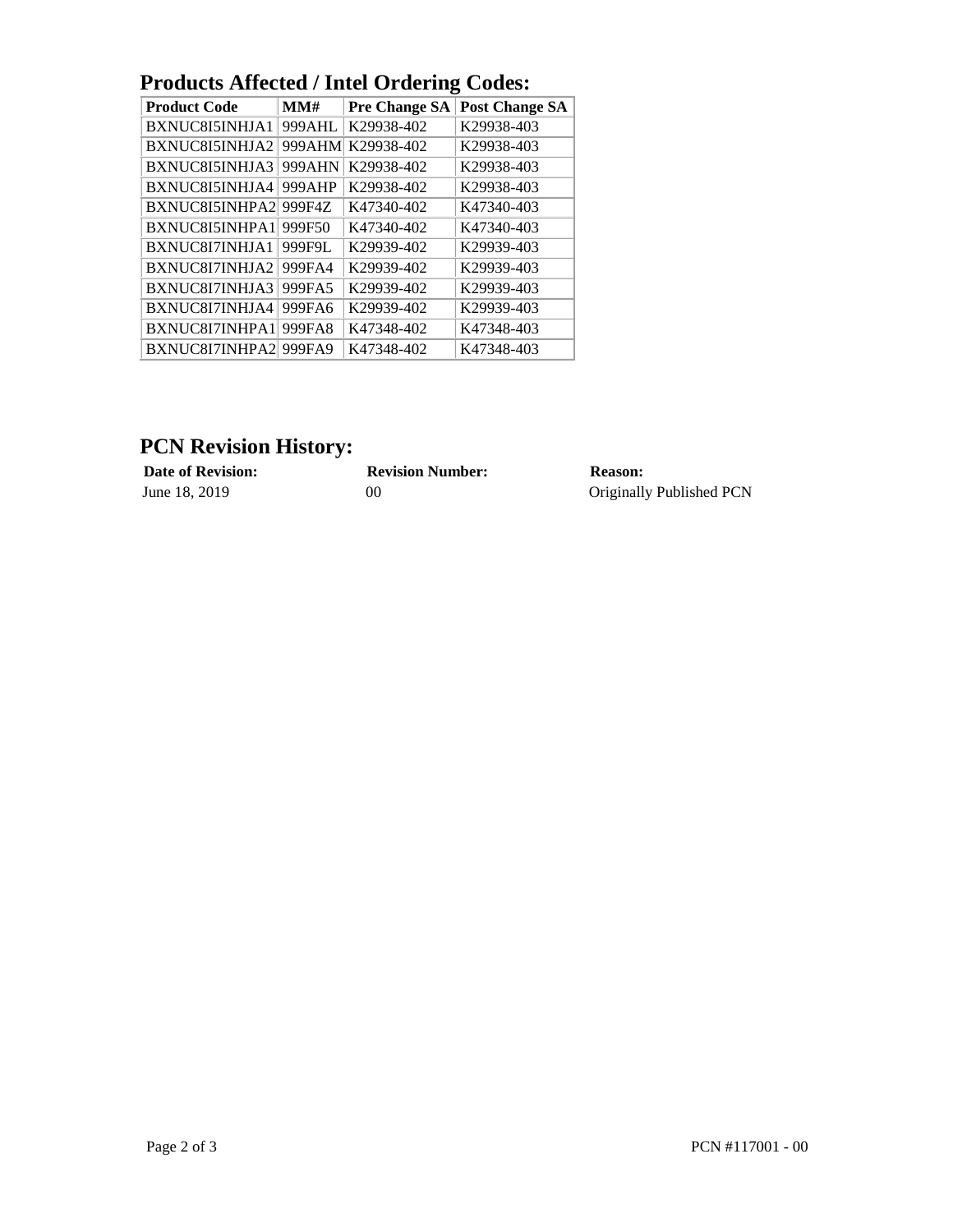## Products Affected / Intel Ordering Codes:

| Product Code | MM# | Pre Change SA | Post Change SA |
|---|---|---|---|
| BXNUC8I5INHJA1 | 999AHL | K29938-402 | K29938-403 |
| BXNUC8I5INHJA2 | 999AHM | K29938-402 | K29938-403 |
| BXNUC8I5INHJA3 | 999AHN | K29938-402 | K29938-403 |
| BXNUC8I5INHJA4 | 999AHP | K29938-402 | K29938-403 |
| BXNUC8I5INHPA2 | 999F4Z | K47340-402 | K47340-403 |
| BXNUC8I5INHPA1 | 999F50 | K47340-402 | K47340-403 |
| BXNUC8I7INHJA1 | 999F9L | K29939-402 | K29939-403 |
| BXNUC8I7INHJA2 | 999FA4 | K29939-402 | K29939-403 |
| BXNUC8I7INHJA3 | 999FA5 | K29939-402 | K29939-403 |
| BXNUC8I7INHJA4 | 999FA6 | K29939-402 | K29939-403 |
| BXNUC8I7INHPA1 | 999FA8 | K47348-402 | K47348-403 |
| BXNUC8I7INHPA2 | 999FA9 | K47348-402 | K47348-403 |

## PCN Revision History:

| Date of Revision: | Revision Number: | Reason: |
|---|---|---|
| June 18, 2019 | 00 | Originally Published PCN |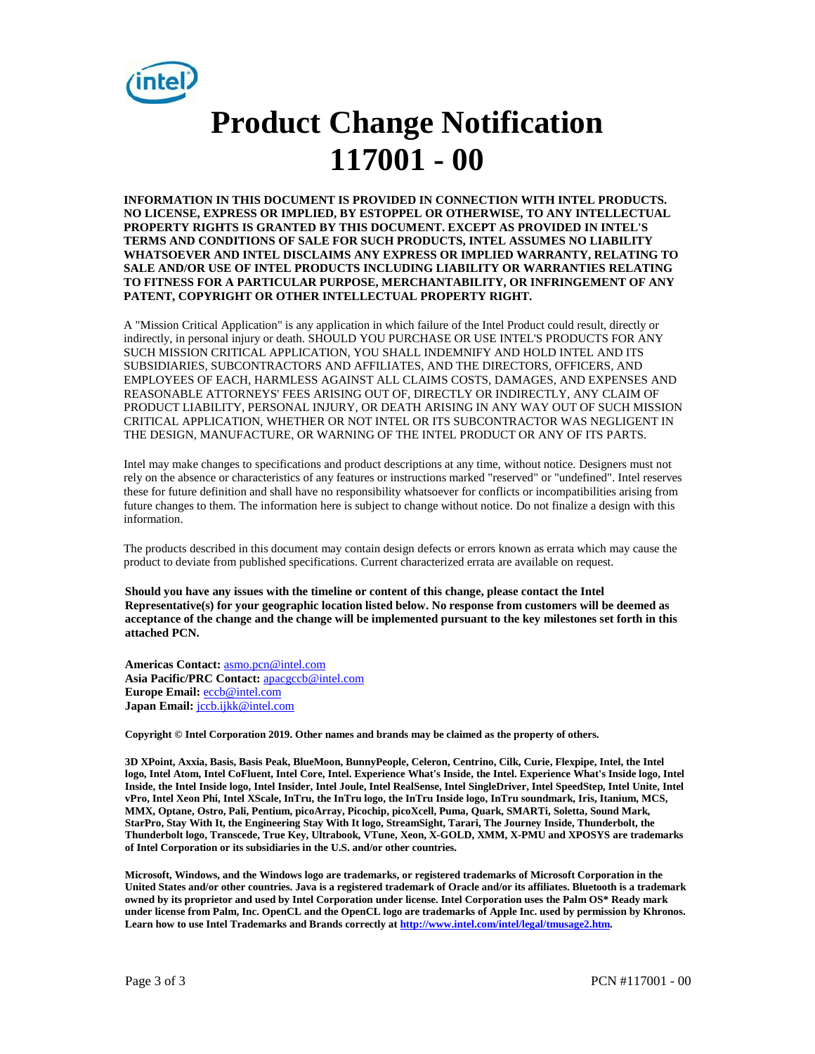# Product Change Notification 117001 - 00

**INFORMATION IN THIS DOCUMENT IS PROVIDED IN CONNECTION WITH INTEL PRODUCTS. NO LICENSE, EXPRESS OR IMPLIED, BY ESTOPPEL OR OTHERWISE, TO ANY INTELLECTUAL PROPERTY RIGHTS IS GRANTED BY THIS DOCUMENT. EXCEPT AS PROVIDED IN INTEL'S TERMS AND CONDITIONS OF SALE FOR SUCH PRODUCTS, INTEL ASSUMES NO LIABILITY WHATSOEVER AND INTEL DISCLAIMS ANY EXPRESS OR IMPLIED WARRANTY, RELATING TO SALE AND/OR USE OF INTEL PRODUCTS INCLUDING LIABILITY OR WARRANTIES RELATING TO FITNESS FOR A PARTICULAR PURPOSE, MERCHANTABILITY, OR INFRINGEMENT OF ANY PATENT, COPYRIGHT OR OTHER INTELLECTUAL PROPERTY RIGHT.**

A "Mission Critical Application" is any application in which failure of the Intel Product could result, directly or indirectly, in personal injury or death. SHOULD YOU PURCHASE OR USE INTEL'S PRODUCTS FOR ANY SUCH MISSION CRITICAL APPLICATION, YOU SHALL INDEMNIFY AND HOLD INTEL AND ITS SUBSIDIARIES, SUBCONTRACTORS AND AFFILIATES, AND THE DIRECTORS, OFFICERS, AND EMPLOYEES OF EACH, HARMLESS AGAINST ALL CLAIMS COSTS, DAMAGES, AND EXPENSES AND REASONABLE ATTORNEYS' FEES ARISING OUT OF, DIRECTLY OR INDIRECTLY, ANY CLAIM OF PRODUCT LIABILITY, PERSONAL INJURY, OR DEATH ARISING IN ANY WAY OUT OF SUCH MISSION CRITICAL APPLICATION, WHETHER OR NOT INTEL OR ITS SUBCONTRACTOR WAS NEGLIGENT IN THE DESIGN, MANUFACTURE, OR WARNING OF THE INTEL PRODUCT OR ANY OF ITS PARTS.

Intel may make changes to specifications and product descriptions at any time, without notice. Designers must not rely on the absence or characteristics of any features or instructions marked "reserved" or "undefined". Intel reserves these for future definition and shall have no responsibility whatsoever for conflicts or incompatibilities arising from future changes to them. The information here is subject to change without notice. Do not finalize a design with this information.

The products described in this document may contain design defects or errors known as errata which may cause the product to deviate from published specifications. Current characterized errata are available on request.

**Should you have any issues with the timeline or content of this change, please contact the Intel Representative(s) for your geographic location listed below. No response from customers will be deemed as acceptance of the change and the change will be implemented pursuant to the key milestones set forth in this attached PCN.**

**Americas Contact:** asmo.pcn@intel.com
**Asia Pacific/PRC Contact:** apacgccb@intel.com
**Europe Email:** eccb@intel.com
**Japan Email:** jccb.ijkk@intel.com

**Copyright © Intel Corporation 2019. Other names and brands may be claimed as the property of others.**

**3D XPoint, Axxia, Basis, Basis Peak, BlueMoon, BunnyPeople, Celeron, Centrino, Cilk, Curie, Flexpipe, Intel, the Intel logo, Intel Atom, Intel CoFluent, Intel Core, Intel. Experience What's Inside, the Intel. Experience What's Inside logo, Intel Inside, the Intel Inside logo, Intel Insider, Intel Joule, Intel RealSense, Intel SingleDriver, Intel SpeedStep, Intel Unite, Intel vPro, Intel Xeon Phi, Intel XScale, InTru, the InTru logo, the InTru Inside logo, InTru soundmark, Iris, Itanium, MCS, MMX, Optane, Ostro, Pali, Pentium, picoArray, Picochip, picoXcell, Puma, Quark, SMARTi, Soletta, Sound Mark, StarPro, Stay With It, the Engineering Stay With It logo, StreamSight, Tarari, The Journey Inside, Thunderbolt, the Thunderbolt logo, Transcede, True Key, Ultrabook, VTune, Xeon, X-GOLD, XMM, X-PMU and XPOSYS are trademarks of Intel Corporation or its subsidiaries in the U.S. and/or other countries.**

**Microsoft, Windows, and the Windows logo are trademarks, or registered trademarks of Microsoft Corporation in the United States and/or other countries. Java is a registered trademark of Oracle and/or its affiliates. Bluetooth is a trademark owned by its proprietor and used by Intel Corporation under license. Intel Corporation uses the Palm OS* Ready mark under license from Palm, Inc. OpenCL and the OpenCL logo are trademarks of Apple Inc. used by permission by Khronos. Learn how to use Intel Trademarks and Brands correctly at http://www.intel.com/intel/legal/tmusage2.htm.**